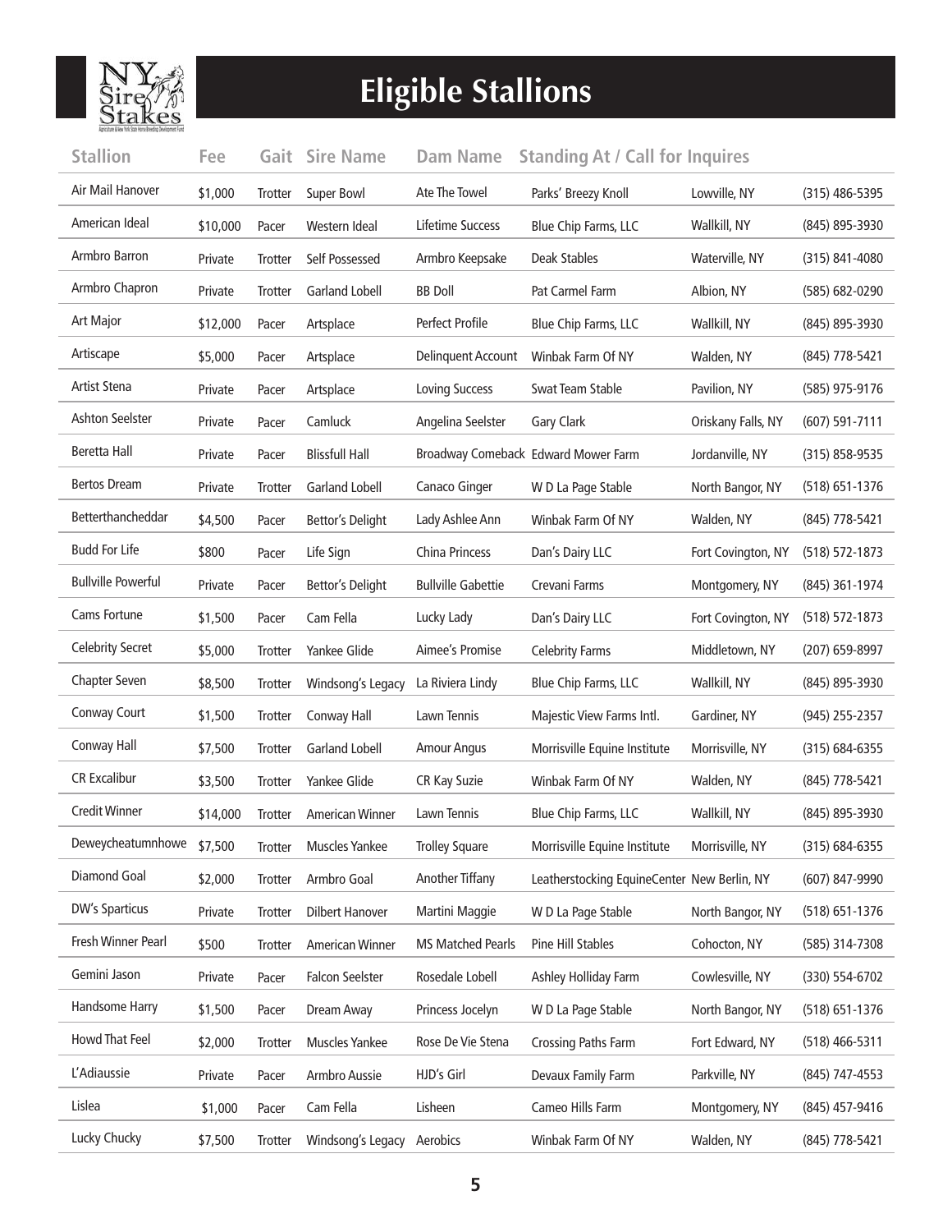# Eligible Stallions

| Stallion | Fee | Gait | Sire Name | Dam Name | Standing At / Call for Inquires | | |
|---|---|---|---|---|---|---|---|
| Air Mail Hanover | $1,000 | Trotter | Super Bowl | Ate The Towel | Parks' Breezy Knoll | Lowville, NY | (315) 486-5395 |
| American Ideal | $10,000 | Pacer | Western Ideal | Lifetime Success | Blue Chip Farms, LLC | Wallkill, NY | (845) 895-3930 |
| Armbro Barron | Private | Trotter | Self Possessed | Armbro Keepsake | Deak Stables | Waterville, NY | (315) 841-4080 |
| Armbro Chapron | Private | Trotter | Garland Lobell | BB Doll | Pat Carmel Farm | Albion, NY | (585) 682-0290 |
| Art Major | $12,000 | Pacer | Artsplace | Perfect Profile | Blue Chip Farms, LLC | Wallkill, NY | (845) 895-3930 |
| Artiscape | $5,000 | Pacer | Artsplace | Delinquent Account | Winbak Farm Of NY | Walden, NY | (845) 778-5421 |
| Artist Stena | Private | Pacer | Artsplace | Loving Success | Swat Team Stable | Pavilion, NY | (585) 975-9176 |
| Ashton Seelster | Private | Pacer | Camluck | Angelina Seelster | Gary Clark | Oriskany Falls, NY | (607) 591-7111 |
| Beretta Hall | Private | Pacer | Blissfull Hall | Broadway Comeback | Edward Mower Farm | Jordanville, NY | (315) 858-9535 |
| Bertos Dream | Private | Trotter | Garland Lobell | Canaco Ginger | W D La Page Stable | North Bangor, NY | (518) 651-1376 |
| Betterthancheddar | $4,500 | Pacer | Bettor's Delight | Lady Ashlee Ann | Winbak Farm Of NY | Walden, NY | (845) 778-5421 |
| Budd For Life | $800 | Pacer | Life Sign | China Princess | Dan's Dairy LLC | Fort Covington, NY | (518) 572-1873 |
| Bullville Powerful | Private | Pacer | Bettor's Delight | Bullville Gabettie | Crevani Farms | Montgomery, NY | (845) 361-1974 |
| Cams Fortune | $1,500 | Pacer | Cam Fella | Lucky Lady | Dan's Dairy LLC | Fort Covington, NY | (518) 572-1873 |
| Celebrity Secret | $5,000 | Trotter | Yankee Glide | Aimee's Promise | Celebrity Farms | Middletown, NY | (207) 659-8997 |
| Chapter Seven | $8,500 | Trotter | Windsong's Legacy | La Riviera Lindy | Blue Chip Farms, LLC | Wallkill, NY | (845) 895-3930 |
| Conway Court | $1,500 | Trotter | Conway Hall | Lawn Tennis | Majestic View Farms Intl. | Gardiner, NY | (945) 255-2357 |
| Conway Hall | $7,500 | Trotter | Garland Lobell | Amour Angus | Morrisville Equine Institute | Morrisville, NY | (315) 684-6355 |
| CR Excalibur | $3,500 | Trotter | Yankee Glide | CR Kay Suzie | Winbak Farm Of NY | Walden, NY | (845) 778-5421 |
| Credit Winner | $14,000 | Trotter | American Winner | Lawn Tennis | Blue Chip Farms, LLC | Wallkill, NY | (845) 895-3930 |
| Deweycheatumnhowe | $7,500 | Trotter | Muscles Yankee | Trolley Square | Morrisville Equine Institute | Morrisville, NY | (315) 684-6355 |
| Diamond Goal | $2,000 | Trotter | Armbro Goal | Another Tiffany | Leatherstocking EquineCenter | New Berlin, NY | (607) 847-9990 |
| DW's Sparticus | Private | Trotter | Dilbert Hanover | Martini Maggie | W D La Page Stable | North Bangor, NY | (518) 651-1376 |
| Fresh Winner Pearl | $500 | Trotter | American Winner | MS Matched Pearls | Pine Hill Stables | Cohocton, NY | (585) 314-7308 |
| Gemini Jason | Private | Pacer | Falcon Seelster | Rosedale Lobell | Ashley Holliday Farm | Cowlesville, NY | (330) 554-6702 |
| Handsome Harry | $1,500 | Pacer | Dream Away | Princess Jocelyn | W D La Page Stable | North Bangor, NY | (518) 651-1376 |
| Howd That Feel | $2,000 | Trotter | Muscles Yankee | Rose De Vie Stena | Crossing Paths Farm | Fort Edward, NY | (518) 466-5311 |
| L'Adiaussie | Private | Pacer | Armbro Aussie | HJD's Girl | Devaux Family Farm | Parkville, NY | (845) 747-4553 |
| Lislea | $1,000 | Pacer | Cam Fella | Lisheen | Cameo Hills Farm | Montgomery, NY | (845) 457-9416 |
| Lucky Chucky | $7,500 | Trotter | Windsong's Legacy | Aerobics | Winbak Farm Of NY | Walden, NY | (845) 778-5421 |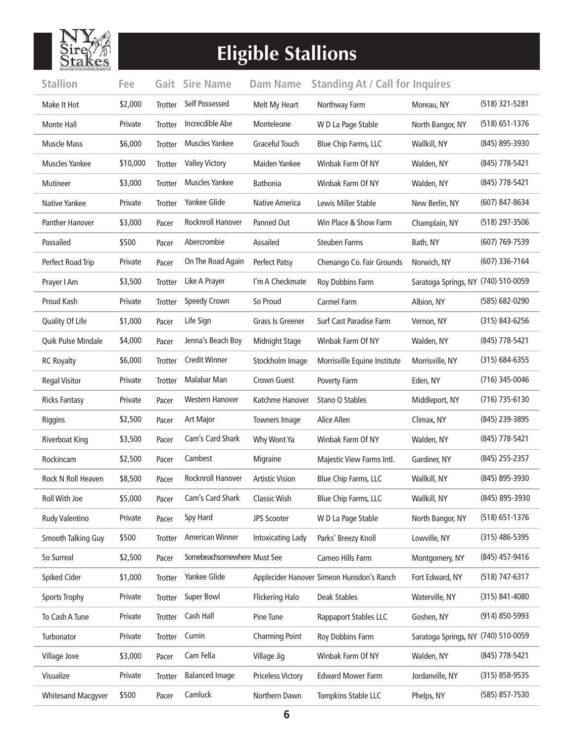# Eligible Stallions

| Stallion | Fee | Gait | Sire Name | Dam Name | Standing At / Call for Inquires | | |
|---|---|---|---|---|---|---|---|
| Make It Hot | $2,000 | Trotter | Self Possessed | Melt My Heart | Northway Farm | Moreau, NY | (518) 321-5281 |
| Monte Hall | Private | Trotter | Increcdible Abe | Monteleone | W D La Page Stable | North Bangor, NY | (518) 651-1376 |
| Muscle Mass | $6,000 | Trotter | Muscles Yankee | Graceful Touch | Blue Chip Farms, LLC | Wallkill, NY | (845) 895-3930 |
| Muscles Yankee | $10,000 | Trotter | Valley Victory | Maiden Yankee | Winbak Farm Of NY | Walden, NY | (845) 778-5421 |
| Mutineer | $3,000 | Trotter | Muscles Yankee | Bathonia | Winbak Farm Of NY | Walden, NY | (845) 778-5421 |
| Native Yankee | Private | Trotter | Yankee Glide | Native America | Lewis Miller Stable | New Berlin, NY | (607) 847-8634 |
| Panther Hanover | $3,000 | Pacer | Rocknroll Hanover | Panned Out | Win Place & Show Farm | Champlain, NY | (518) 297-3506 |
| Passailed | $500 | Pacer | Abercrombie | Assailed | Steuben Farms | Bath, NY | (607) 769-7539 |
| Perfect Road Trip | Private | Pacer | On The Road Again | Perfect Patsy | Chenango Co. Fair Grounds | Norwich, NY | (607) 336-7164 |
| Prayer I Am | $3,500 | Trotter | Like A Prayer | I'm A Checkmate | Roy Dobbins Farm | Saratoga Springs, NY | (740) 510-0059 |
| Proud Kash | Private | Trotter | Speedy Crown | So Proud | Carmel Farm | Albion, NY | (585) 682-0290 |
| Quality Of Life | $1,000 | Pacer | Life Sign | Grass Is Greener | Surf Cast Paradise Farm | Vernon, NY | (315) 843-6256 |
| Quik Pulse Mindale | $4,000 | Pacer | Jenna's Beach Boy | Midnight Stage | Winbak Farm Of NY | Walden, NY | (845) 778-5421 |
| RC Royalty | $6,000 | Trotter | Credit Winner | Stockholm Image | Morrisville Equine Institute | Morrisville, NY | (315) 684-6355 |
| Regal Visitor | Private | Trotter | Malabar Man | Crown Guest | Poverty Farm | Eden, NY | (716) 345-0046 |
| Ricks Fantasy | Private | Pacer | Western Hanover | Katchme Hanover | Stano O Stables | Middleport, NY | (716) 735-6130 |
| Riggins | $2,500 | Pacer | Art Major | Towners Image | Alice Allen | Climax, NY | (845) 239-3895 |
| Riverboat King | $3,500 | Pacer | Cam's Card Shark | Why Wont Ya | Winbak Farm Of NY | Walden, NY | (845) 778-5421 |
| Rockincam | $2,500 | Pacer | Cambest | Migraine | Majestic View Farms Intl. | Gardiner, NY | (845) 255-2357 |
| Rock N Roll Heaven | $8,500 | Pacer | Rocknroll Hanover | Artistic Vision | Blue Chip Farms, LLC | Wallkill, NY | (845) 895-3930 |
| Roll With Joe | $5,000 | Pacer | Cam's Card Shark | Classic Wish | Blue Chip Farms, LLC | Wallkill, NY | (845) 895-3930 |
| Rudy Valentino | Private | Pacer | Spy Hard | JPS Scooter | W D La Page Stable | North Bangor, NY | (518) 651-1376 |
| Smooth Talking Guy | $500 | Trotter | American Winner | Intoxicating Lady | Parks' Breezy Knoll | Lowville, NY | (315) 486-5395 |
| So Surreal | $2,500 | Pacer | Somebeachsomewhere | Must See | Cameo Hills Farm | Montgomery, NY | (845) 457-9416 |
| Spiked Cider | $1,000 | Trotter | Yankee Glide | Applecider Hanover | Simeon Hunsdon's Ranch | Fort Edward, NY | (518) 747-6317 |
| Sports Trophy | Private | Trotter | Super Bowl | Flickering Halo | Deak Stables | Waterville, NY | (315) 841-4080 |
| To Cash A Tune | Private | Trotter | Cash Hall | Pine Tune | Rappaport Stables LLC | Goshen, NY | (914) 850-5993 |
| Turbonator | Private | Trotter | Cumin | Charming Point | Roy Dobbins Farm | Saratoga Springs, NY | (740) 510-0059 |
| Village Jove | $3,000 | Pacer | Cam Fella | Village Jig | Winbak Farm Of NY | Walden, NY | (845) 778-5421 |
| Visualize | Private | Trotter | Balanced Image | Priceless Victory | Edward Mower Farm | Jordanville, NY | (315) 858-9535 |
| Whitesand Macgyver | $500 | Pacer | Camluck | Northern Dawn | Tompkins Stable LLC | Phelps, NY | (585) 857-7530 |